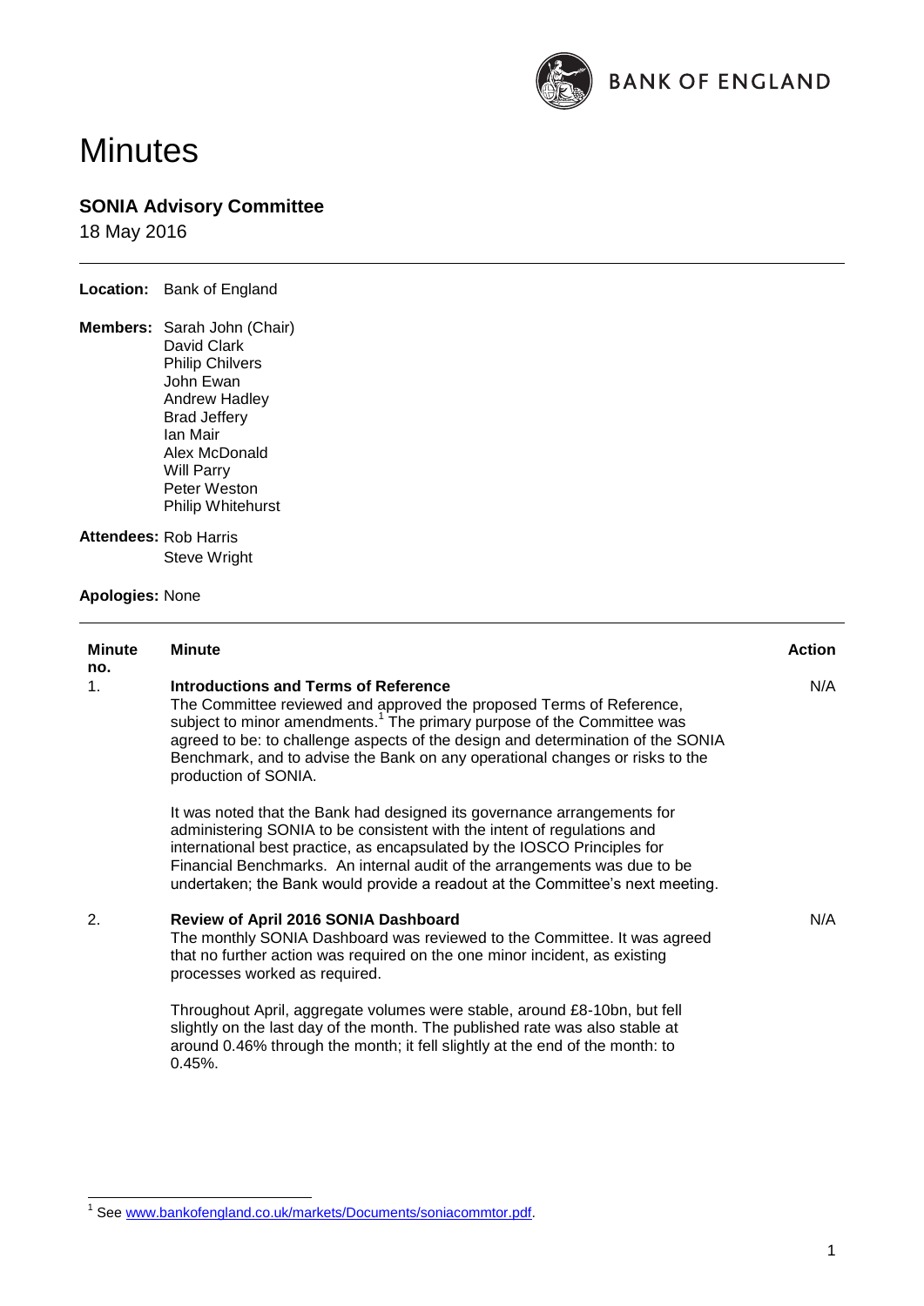BANK OF ENGLAND

# Minutes

## SONIA Advisory Committee

18 May 2016

**Location:** Bank of England

**Members:** Sarah John (Chair)
David Clark
Philip Chilvers
John Ewan
Andrew Hadley
Brad Jeffery
Ian Mair
Alex McDonald
Will Parry
Peter Weston
Philip Whitehurst

**Attendees:** Rob Harris
Steve Wright

**Apologies:** None

| Minute no. | Minute | Action |
|---|---|---|
| 1. | **Introductions and Terms of Reference**<br>The Committee reviewed and approved the proposed Terms of Reference, subject to minor amendments.[1] The primary purpose of the Committee was agreed to be: to challenge aspects of the design and determination of the SONIA Benchmark, and to advise the Bank on any operational changes or risks to the production of SONIA.<br><br>It was noted that the Bank had designed its governance arrangements for administering SONIA to be consistent with the intent of regulations and international best practice, as encapsulated by the IOSCO Principles for Financial Benchmarks. An internal audit of the arrangements was due to be undertaken; the Bank would provide a readout at the Committee's next meeting. | N/A |
| 2. | **Review of April 2016 SONIA Dashboard**<br>The monthly SONIA Dashboard was reviewed to the Committee. It was agreed that no further action was required on the one minor incident, as existing processes worked as required.<br><br>Throughout April, aggregate volumes were stable, around £8-10bn, but fell slightly on the last day of the month. The published rate was also stable at around 0.46% through the month; it fell slightly at the end of the month: to 0.45%. | N/A |

[1] See www.bankofengland.co.uk/markets/Documents/soniacommtor.pdf.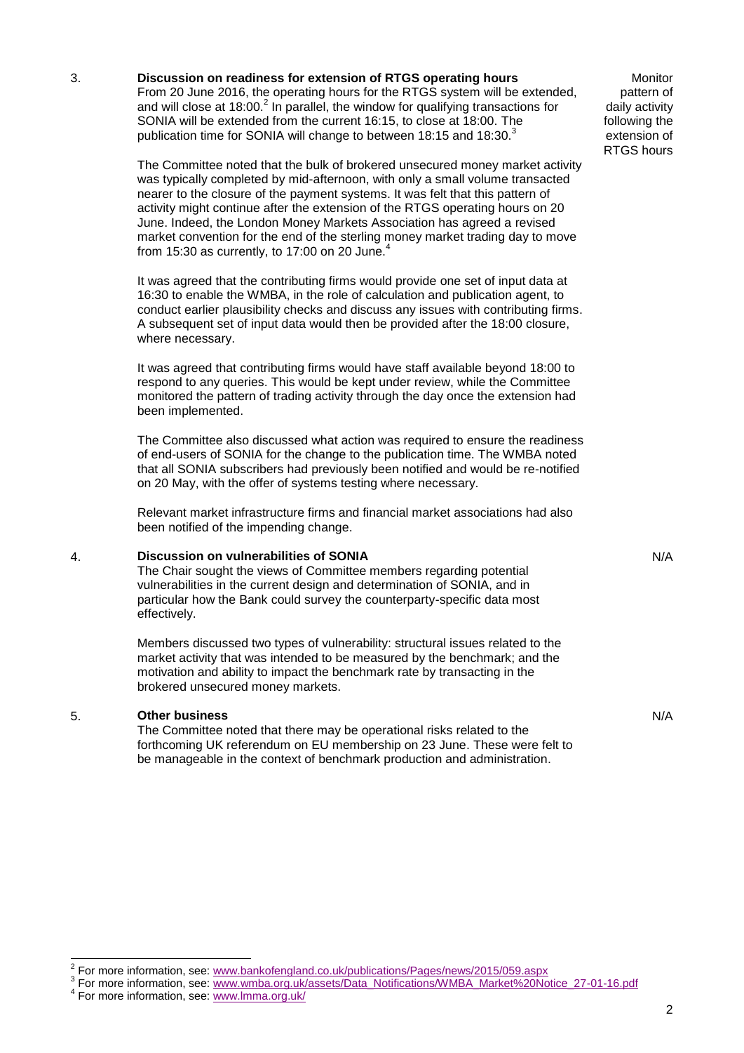3. **Discussion on readiness for extension of RTGS operating hours**

From 20 June 2016, the operating hours for the RTGS system will be extended, and will close at 18:00.[2] In parallel, the window for qualifying transactions for SONIA will be extended from the current 16:15, to close at 18:00. The publication time for SONIA will change to between 18:15 and 18:30.[3]

*Monitor pattern of daily activity following the extension of RTGS hours*

The Committee noted that the bulk of brokered unsecured money market activity was typically completed by mid-afternoon, with only a small volume transacted nearer to the closure of the payment systems. It was felt that this pattern of activity might continue after the extension of the RTGS operating hours on 20 June. Indeed, the London Money Markets Association has agreed a revised market convention for the end of the sterling money market trading day to move from 15:30 as currently, to 17:00 on 20 June.[4]

It was agreed that the contributing firms would provide one set of input data at 16:30 to enable the WMBA, in the role of calculation and publication agent, to conduct earlier plausibility checks and discuss any issues with contributing firms. A subsequent set of input data would then be provided after the 18:00 closure, where necessary.

It was agreed that contributing firms would have staff available beyond 18:00 to respond to any queries. This would be kept under review, while the Committee monitored the pattern of trading activity through the day once the extension had been implemented.

The Committee also discussed what action was required to ensure the readiness of end-users of SONIA for the change to the publication time. The WMBA noted that all SONIA subscribers had previously been notified and would be re-notified on 20 May, with the offer of systems testing where necessary.

Relevant market infrastructure firms and financial market associations had also been notified of the impending change.

4. **Discussion on vulnerabilities of SONIA**

*N/A*

The Chair sought the views of Committee members regarding potential vulnerabilities in the current design and determination of SONIA, and in particular how the Bank could survey the counterparty-specific data most effectively.

Members discussed two types of vulnerability: structural issues related to the market activity that was intended to be measured by the benchmark; and the motivation and ability to impact the benchmark rate by transacting in the brokered unsecured money markets.

5. **Other business**

*N/A*

The Committee noted that there may be operational risks related to the forthcoming UK referendum on EU membership on 23 June. These were felt to be manageable in the context of benchmark production and administration.

---

[2] For more information, see: www.bankofengland.co.uk/publications/Pages/news/2015/059.aspx

[3] For more information, see: www.wmba.org.uk/assets/Data_Notifications/WMBA_Market%20Notice_27-01-16.pdf

[4] For more information, see: www.lmma.org.uk/